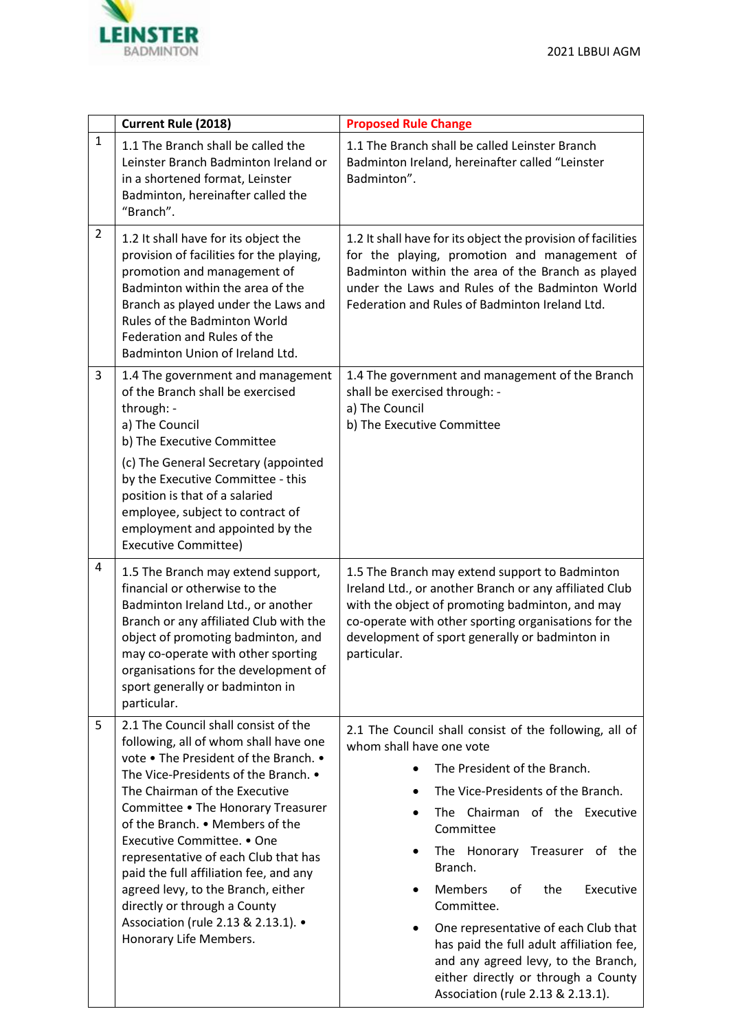| | Current Rule (2018) | Proposed Rule Change |
|---|---|---|
| 1 | 1.1 The Branch shall be called the Leinster Branch Badminton Ireland or in a shortened format, Leinster Badminton, hereinafter called the "Branch". | 1.1 The Branch shall be called Leinster Branch Badminton Ireland, hereinafter called "Leinster Badminton". |
| 2 | 1.2 It shall have for its object the provision of facilities for the playing, promotion and management of Badminton within the area of the Branch as played under the Laws and Rules of the Badminton World Federation and Rules of the Badminton Union of Ireland Ltd. | 1.2 It shall have for its object the provision of facilities for the playing, promotion and management of Badminton within the area of the Branch as played under the Laws and Rules of the Badminton World Federation and Rules of Badminton Ireland Ltd. |
| 3 | 1.4 The government and management of the Branch shall be exercised through: - a) The Council b) The Executive Committee (c) The General Secretary (appointed by the Executive Committee - this position is that of a salaried employee, subject to contract of employment and appointed by the Executive Committee) | 1.4 The government and management of the Branch shall be exercised through: - a) The Council b) The Executive Committee |
| 4 | 1.5 The Branch may extend support, financial or otherwise to the Badminton Ireland Ltd., or another Branch or any affiliated Club with the object of promoting badminton, and may co-operate with other sporting organisations for the development of sport generally or badminton in particular. | 1.5 The Branch may extend support to Badminton Ireland Ltd., or another Branch or any affiliated Club with the object of promoting badminton, and may co-operate with other sporting organisations for the development of sport generally or badminton in particular. |
| 5 | 2.1 The Council shall consist of the following, all of whom shall have one vote • The President of the Branch. • The Vice-Presidents of the Branch. • The Chairman of the Executive Committee • The Honorary Treasurer of the Branch. • Members of the Executive Committee. • One representative of each Club that has paid the full affiliation fee, and any agreed levy, to the Branch, either directly or through a County Association (rule 2.13 & 2.13.1). • Honorary Life Members. | 2.1 The Council shall consist of the following, all of whom shall have one vote<br>• The President of the Branch.<br>• The Vice-Presidents of the Branch.<br>• The Chairman of the Executive Committee<br>• The Honorary Treasurer of the Branch.<br>• Members of the Executive Committee.<br>• One representative of each Club that has paid the full adult affiliation fee, and any agreed levy, to the Branch, either directly or through a County Association (rule 2.13 & 2.13.1). |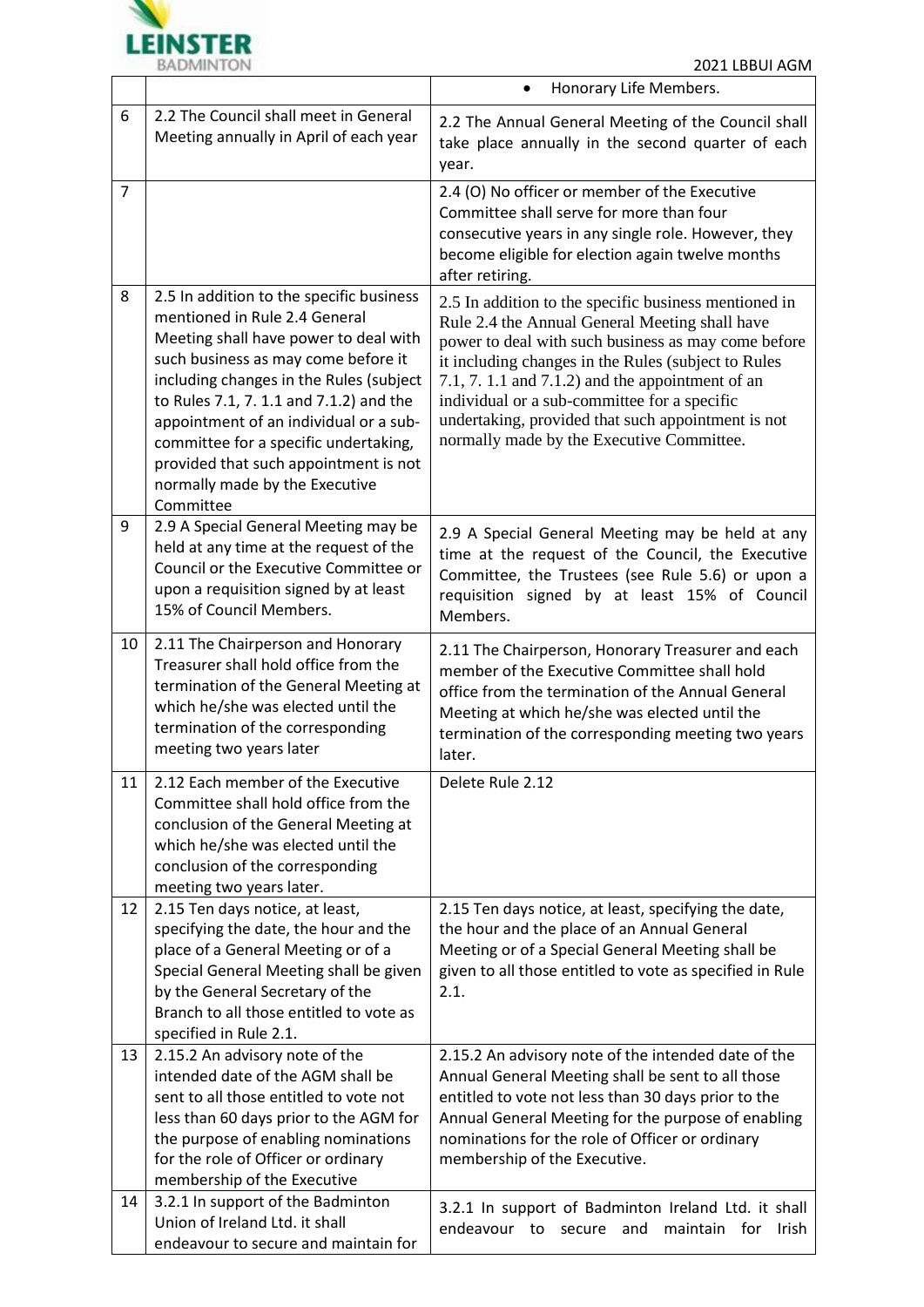| | | |
|---|---|---|
| | | • Honorary Life Members. |
| 6 | 2.2 The Council shall meet in General Meeting annually in April of each year | 2.2 The Annual General Meeting of the Council shall take place annually in the second quarter of each year. |
| 7 | | 2.4 (O) No officer or member of the Executive Committee shall serve for more than four consecutive years in any single role. However, they become eligible for election again twelve months after retiring. |
| 8 | 2.5 In addition to the specific business mentioned in Rule 2.4 General Meeting shall have power to deal with such business as may come before it including changes in the Rules (subject to Rules 7.1, 7. 1.1 and 7.1.2) and the appointment of an individual or a sub-committee for a specific undertaking, provided that such appointment is not normally made by the Executive Committee | 2.5 In addition to the specific business mentioned in Rule 2.4 the Annual General Meeting shall have power to deal with such business as may come before it including changes in the Rules (subject to Rules 7.1, 7. 1.1 and 7.1.2) and the appointment of an individual or a sub-committee for a specific undertaking, provided that such appointment is not normally made by the Executive Committee. |
| 9 | 2.9 A Special General Meeting may be held at any time at the request of the Council or the Executive Committee or upon a requisition signed by at least 15% of Council Members. | 2.9 A Special General Meeting may be held at any time at the request of the Council, the Executive Committee, the Trustees (see Rule 5.6) or upon a requisition signed by at least 15% of Council Members. |
| 10 | 2.11 The Chairperson and Honorary Treasurer shall hold office from the termination of the General Meeting at which he/she was elected until the termination of the corresponding meeting two years later | 2.11 The Chairperson, Honorary Treasurer and each member of the Executive Committee shall hold office from the termination of the Annual General Meeting at which he/she was elected until the termination of the corresponding meeting two years later. |
| 11 | 2.12 Each member of the Executive Committee shall hold office from the conclusion of the General Meeting at which he/she was elected until the conclusion of the corresponding meeting two years later. | Delete Rule 2.12 |
| 12 | 2.15 Ten days notice, at least, specifying the date, the hour and the place of a General Meeting or of a Special General Meeting shall be given by the General Secretary of the Branch to all those entitled to vote as specified in Rule 2.1. | 2.15 Ten days notice, at least, specifying the date, the hour and the place of an Annual General Meeting or of a Special General Meeting shall be given to all those entitled to vote as specified in Rule 2.1. |
| 13 | 2.15.2 An advisory note of the intended date of the AGM shall be sent to all those entitled to vote not less than 60 days prior to the AGM for the purpose of enabling nominations for the role of Officer or ordinary membership of the Executive | 2.15.2 An advisory note of the intended date of the Annual General Meeting shall be sent to all those entitled to vote not less than 30 days prior to the Annual General Meeting for the purpose of enabling nominations for the role of Officer or ordinary membership of the Executive. |
| 14 | 3.2.1 In support of the Badminton Union of Ireland Ltd. it shall endeavour to secure and maintain for | 3.2.1 In support of Badminton Ireland Ltd. it shall endeavour to secure and maintain for Irish |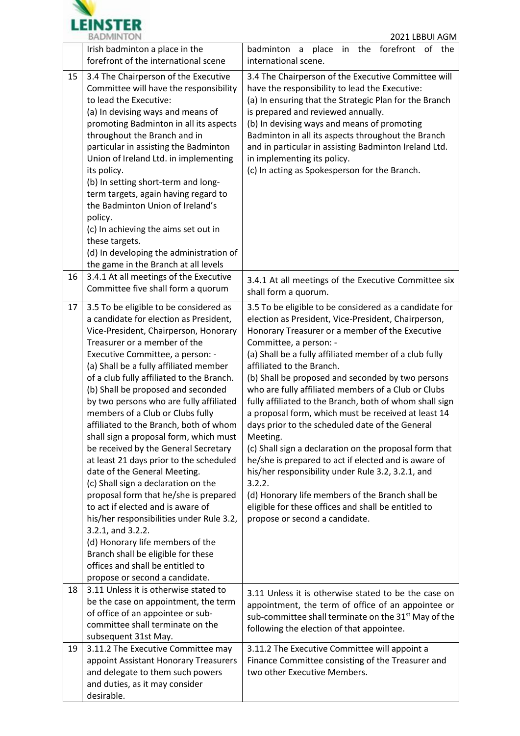| | | |
|---|---|---|
| | Irish badminton a place in the forefront of the international scene | badminton a place in the forefront of the international scene. |
| 15 | 3.4 The Chairperson of the Executive Committee will have the responsibility to lead the Executive:<br>(a) In devising ways and means of promoting Badminton in all its aspects throughout the Branch and in particular in assisting the Badminton Union of Ireland Ltd. in implementing its policy.<br>(b) In setting short-term and long-term targets, again having regard to the Badminton Union of Ireland's policy.<br>(c) In achieving the aims set out in these targets.<br>(d) In developing the administration of the game in the Branch at all levels | 3.4 The Chairperson of the Executive Committee will have the responsibility to lead the Executive:<br>(a) In ensuring that the Strategic Plan for the Branch is prepared and reviewed annually.<br>(b) In devising ways and means of promoting Badminton in all its aspects throughout the Branch and in particular in assisting Badminton Ireland Ltd. in implementing its policy.<br>(c) In acting as Spokesperson for the Branch. |
| 16 | 3.4.1 At all meetings of the Executive Committee five shall form a quorum | 3.4.1 At all meetings of the Executive Committee six shall form a quorum. |
| 17 | 3.5 To be eligible to be considered as a candidate for election as President, Vice-President, Chairperson, Honorary Treasurer or a member of the Executive Committee, a person: -<br>(a) Shall be a fully affiliated member of a club fully affiliated to the Branch.<br>(b) Shall be proposed and seconded by two persons who are fully affiliated members of a Club or Clubs fully affiliated to the Branch, both of whom shall sign a proposal form, which must be received by the General Secretary at least 21 days prior to the scheduled date of the General Meeting.<br>(c) Shall sign a declaration on the proposal form that he/she is prepared to act if elected and is aware of his/her responsibilities under Rule 3.2, 3.2.1, and 3.2.2.<br>(d) Honorary life members of the Branch shall be eligible for these offices and shall be entitled to propose or second a candidate. | 3.5 To be eligible to be considered as a candidate for election as President, Vice-President, Chairperson, Honorary Treasurer or a member of the Executive Committee, a person: -<br>(a) Shall be a fully affiliated member of a club fully affiliated to the Branch.<br>(b) Shall be proposed and seconded by two persons who are fully affiliated members of a Club or Clubs fully affiliated to the Branch, both of whom shall sign a proposal form, which must be received at least 14 days prior to the scheduled date of the General Meeting.<br>(c) Shall sign a declaration on the proposal form that he/she is prepared to act if elected and is aware of his/her responsibility under Rule 3.2, 3.2.1, and 3.2.2.<br>(d) Honorary life members of the Branch shall be eligible for these offices and shall be entitled to propose or second a candidate. |
| 18 | 3.11 Unless it is otherwise stated to be the case on appointment, the term of office of an appointee or sub-committee shall terminate on the subsequent 31st May. | 3.11 Unless it is otherwise stated to be the case on appointment, the term of office of an appointee or sub-committee shall terminate on the 31st May of the following the election of that appointee. |
| 19 | 3.11.2 The Executive Committee may appoint Assistant Honorary Treasurers and delegate to them such powers and duties, as it may consider desirable. | 3.11.2 The Executive Committee will appoint a Finance Committee consisting of the Treasurer and two other Executive Members. |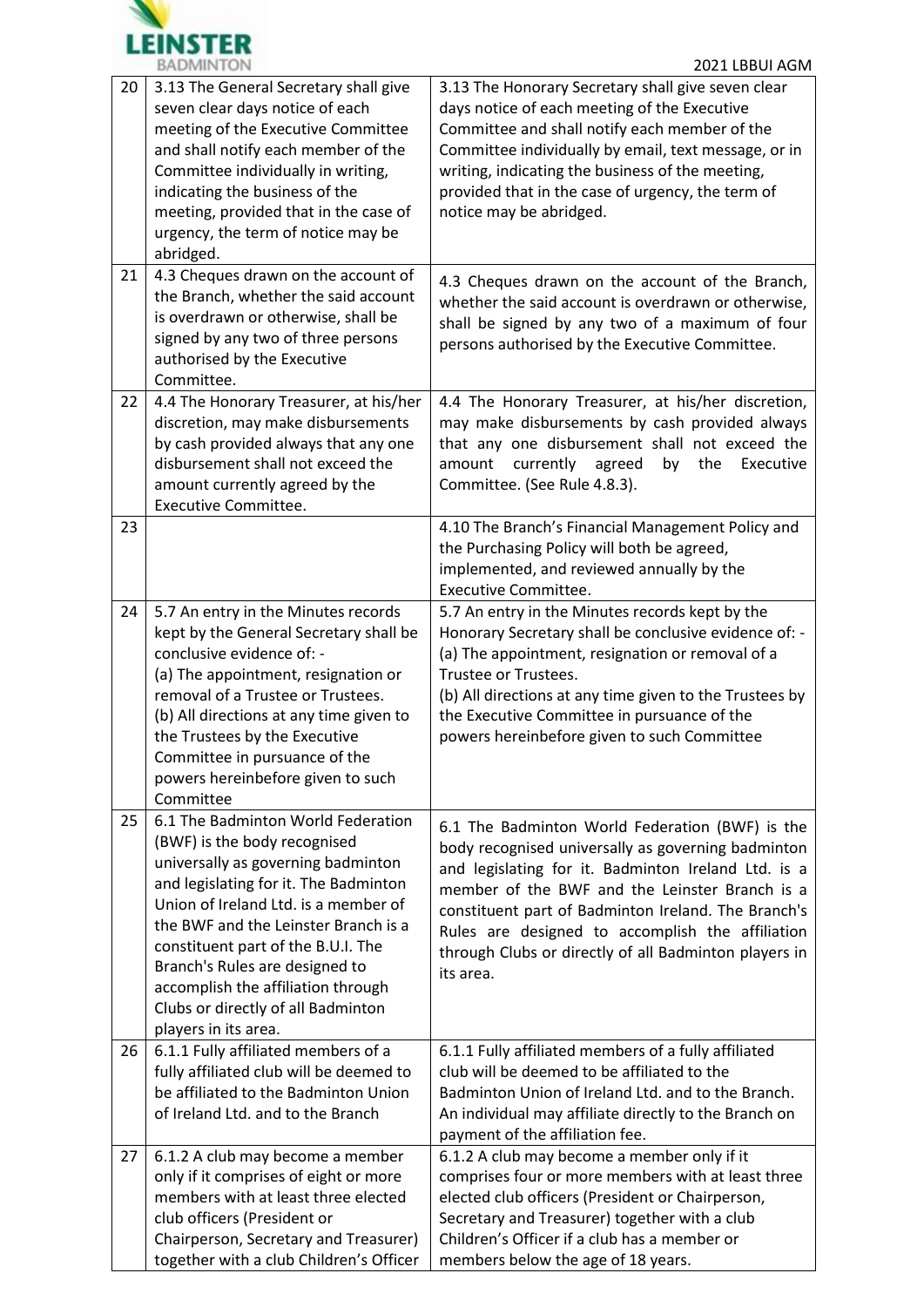| | | |
|---|---|---|
| 20 | 3.13 The General Secretary shall give seven clear days notice of each meeting of the Executive Committee and shall notify each member of the Committee individually in writing, indicating the business of the meeting, provided that in the case of urgency, the term of notice may be abridged. | 3.13 The Honorary Secretary shall give seven clear days notice of each meeting of the Executive Committee and shall notify each member of the Committee individually by email, text message, or in writing, indicating the business of the meeting, provided that in the case of urgency, the term of notice may be abridged. |
| 21 | 4.3 Cheques drawn on the account of the Branch, whether the said account is overdrawn or otherwise, shall be signed by any two of three persons authorised by the Executive Committee. | 4.3 Cheques drawn on the account of the Branch, whether the said account is overdrawn or otherwise, shall be signed by any two of a maximum of four persons authorised by the Executive Committee. |
| 22 | 4.4 The Honorary Treasurer, at his/her discretion, may make disbursements by cash provided always that any one disbursement shall not exceed the amount currently agreed by the Executive Committee. | 4.4 The Honorary Treasurer, at his/her discretion, may make disbursements by cash provided always that any one disbursement shall not exceed the amount currently agreed by the Executive Committee. (See Rule 4.8.3). |
| 23 | | 4.10 The Branch's Financial Management Policy and the Purchasing Policy will both be agreed, implemented, and reviewed annually by the Executive Committee. |
| 24 | 5.7 An entry in the Minutes records kept by the General Secretary shall be conclusive evidence of: -<br>(a) The appointment, resignation or removal of a Trustee or Trustees.<br>(b) All directions at any time given to the Trustees by the Executive Committee in pursuance of the powers hereinbefore given to such Committee | 5.7 An entry in the Minutes records kept by the Honorary Secretary shall be conclusive evidence of: -<br>(a) The appointment, resignation or removal of a Trustee or Trustees.<br>(b) All directions at any time given to the Trustees by the Executive Committee in pursuance of the powers hereinbefore given to such Committee |
| 25 | 6.1 The Badminton World Federation (BWF) is the body recognised universally as governing badminton and legislating for it. The Badminton Union of Ireland Ltd. is a member of the BWF and the Leinster Branch is a constituent part of the B.U.I. The Branch's Rules are designed to accomplish the affiliation through Clubs or directly of all Badminton players in its area. | 6.1 The Badminton World Federation (BWF) is the body recognised universally as governing badminton and legislating for it. Badminton Ireland Ltd. is a member of the BWF and the Leinster Branch is a constituent part of Badminton Ireland. The Branch's Rules are designed to accomplish the affiliation through Clubs or directly of all Badminton players in its area. |
| 26 | 6.1.1 Fully affiliated members of a fully affiliated club will be deemed to be affiliated to the Badminton Union of Ireland Ltd. and to the Branch | 6.1.1 Fully affiliated members of a fully affiliated club will be deemed to be affiliated to the Badminton Union of Ireland Ltd. and to the Branch. An individual may affiliate directly to the Branch on payment of the affiliation fee. |
| 27 | 6.1.2 A club may become a member only if it comprises of eight or more members with at least three elected club officers (President or Chairperson, Secretary and Treasurer) together with a club Children's Officer | 6.1.2 A club may become a member only if it comprises four or more members with at least three elected club officers (President or Chairperson, Secretary and Treasurer) together with a club Children's Officer if a club has a member or members below the age of 18 years. |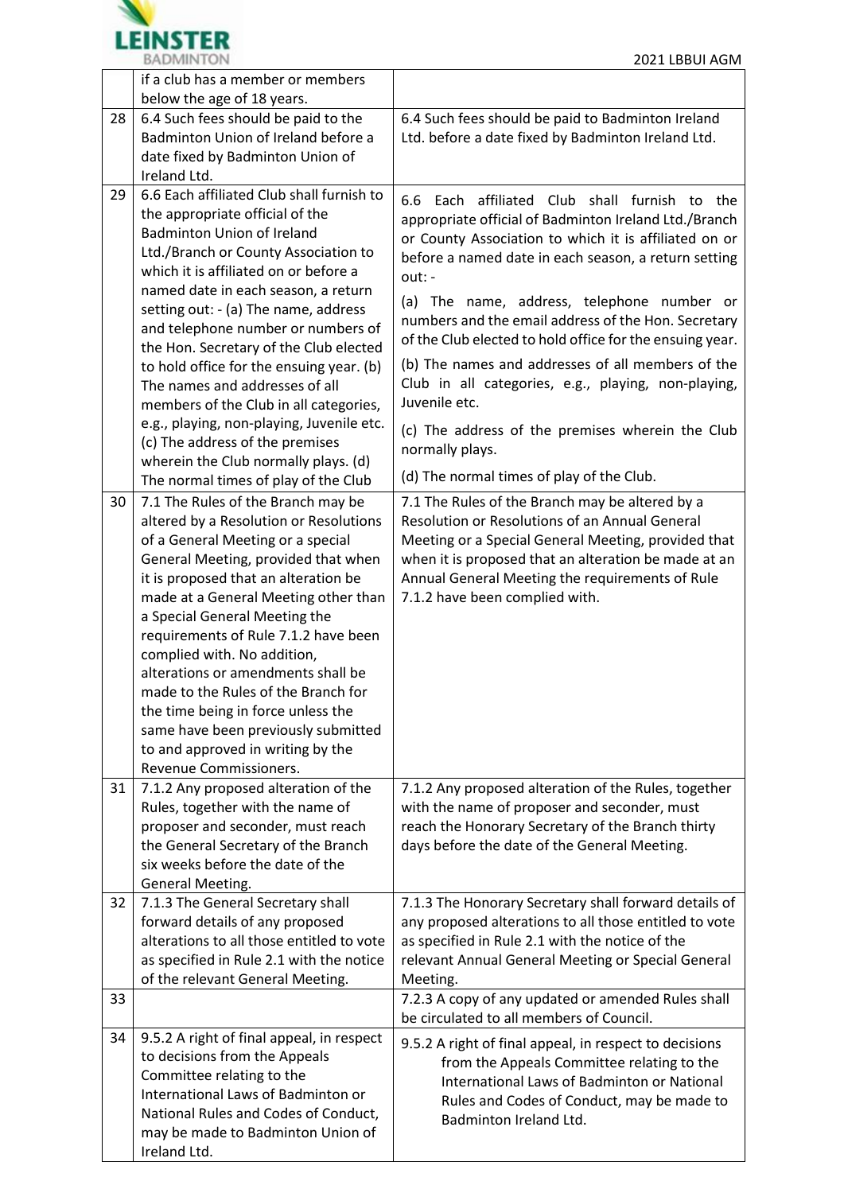| | | |
|---|---|---|
| | if a club has a member or members below the age of 18 years. | |
| 28 | 6.4 Such fees should be paid to the Badminton Union of Ireland before a date fixed by Badminton Union of Ireland Ltd. | 6.4 Such fees should be paid to Badminton Ireland Ltd. before a date fixed by Badminton Ireland Ltd. |
| 29 | 6.6 Each affiliated Club shall furnish to the appropriate official of the Badminton Union of Ireland Ltd./Branch or County Association to which it is affiliated on or before a named date in each season, a return setting out: - (a) The name, address and telephone number or numbers of the Hon. Secretary of the Club elected to hold office for the ensuing year. (b) The names and addresses of all members of the Club in all categories, e.g., playing, non-playing, Juvenile etc. (c) The address of the premises wherein the Club normally plays. (d) The normal times of play of the Club | 6.6 Each affiliated Club shall furnish to the appropriate official of Badminton Ireland Ltd./Branch or County Association to which it is affiliated on or before a named date in each season, a return setting out: -<br><br>(a) The name, address, telephone number or numbers and the email address of the Hon. Secretary of the Club elected to hold office for the ensuing year.<br><br>(b) The names and addresses of all members of the Club in all categories, e.g., playing, non-playing, Juvenile etc.<br><br>(c) The address of the premises wherein the Club normally plays.<br><br>(d) The normal times of play of the Club. |
| 30 | 7.1 The Rules of the Branch may be altered by a Resolution or Resolutions of a General Meeting or a special General Meeting, provided that when it is proposed that an alteration be made at a General Meeting other than a Special General Meeting the requirements of Rule 7.1.2 have been complied with. No addition, alterations or amendments shall be made to the Rules of the Branch for the time being in force unless the same have been previously submitted to and approved in writing by the Revenue Commissioners. | 7.1 The Rules of the Branch may be altered by a Resolution or Resolutions of an Annual General Meeting or a Special General Meeting, provided that when it is proposed that an alteration be made at an Annual General Meeting the requirements of Rule 7.1.2 have been complied with. |
| 31 | 7.1.2 Any proposed alteration of the Rules, together with the name of proposer and seconder, must reach the General Secretary of the Branch six weeks before the date of the General Meeting. | 7.1.2 Any proposed alteration of the Rules, together with the name of proposer and seconder, must reach the Honorary Secretary of the Branch thirty days before the date of the General Meeting. |
| 32 | 7.1.3 The General Secretary shall forward details of any proposed alterations to all those entitled to vote as specified in Rule 2.1 with the notice of the relevant General Meeting. | 7.1.3 The Honorary Secretary shall forward details of any proposed alterations to all those entitled to vote as specified in Rule 2.1 with the notice of the relevant Annual General Meeting or Special General Meeting. |
| 33 | | 7.2.3 A copy of any updated or amended Rules shall be circulated to all members of Council. |
| 34 | 9.5.2 A right of final appeal, in respect to decisions from the Appeals Committee relating to the International Laws of Badminton or National Rules and Codes of Conduct, may be made to Badminton Union of Ireland Ltd. | 9.5.2 A right of final appeal, in respect to decisions from the Appeals Committee relating to the International Laws of Badminton or National Rules and Codes of Conduct, may be made to Badminton Ireland Ltd. |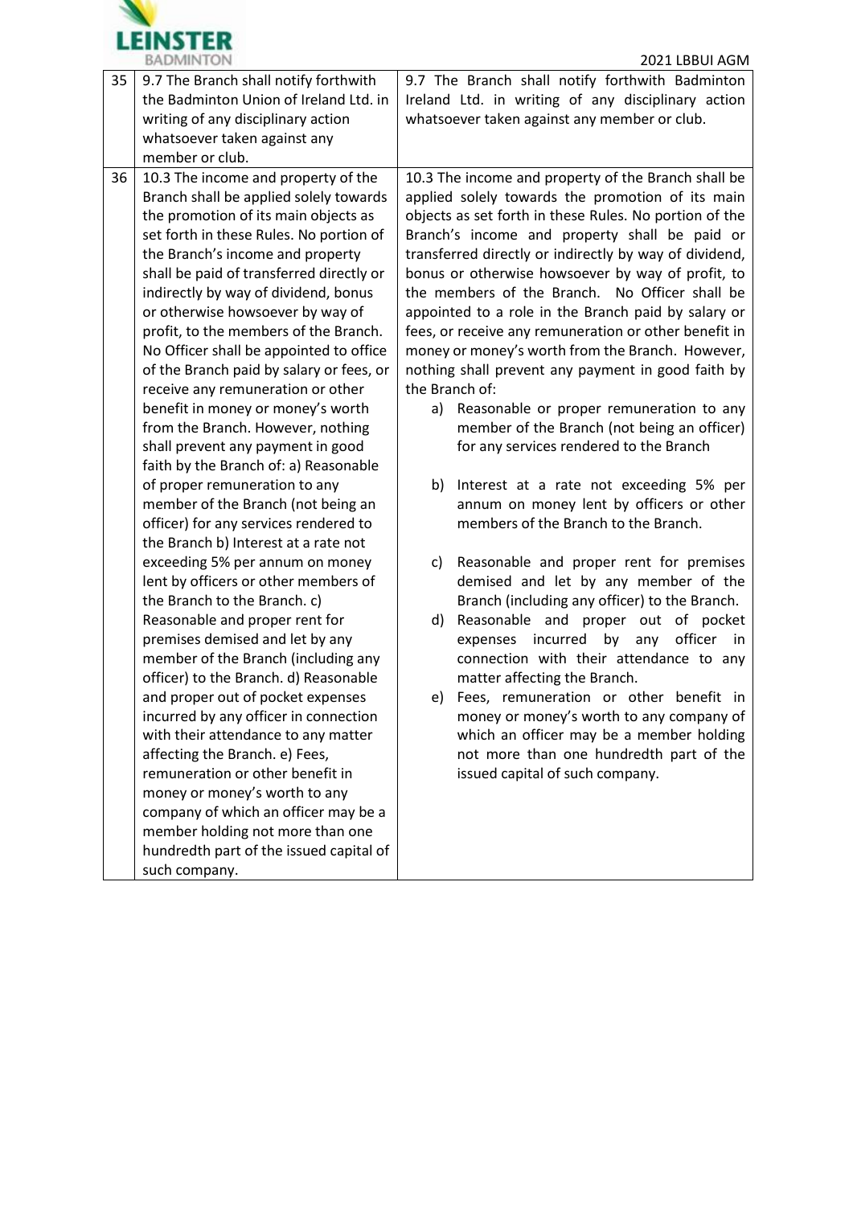| | | |
|---|---|---|
| 35 | 9.7 The Branch shall notify forthwith the Badminton Union of Ireland Ltd. in writing of any disciplinary action whatsoever taken against any member or club. | 9.7 The Branch shall notify forthwith Badminton Ireland Ltd. in writing of any disciplinary action whatsoever taken against any member or club. |
| 36 | 10.3 The income and property of the Branch shall be applied solely towards the promotion of its main objects as set forth in these Rules. No portion of the Branch's income and property shall be paid of transferred directly or indirectly by way of dividend, bonus or otherwise howsoever by way of profit, to the members of the Branch. No Officer shall be appointed to office of the Branch paid by salary or fees, or receive any remuneration or other benefit in money or money's worth from the Branch. However, nothing shall prevent any payment in good faith by the Branch of: a) Reasonable of proper remuneration to any member of the Branch (not being an officer) for any services rendered to the Branch b) Interest at a rate not exceeding 5% per annum on money lent by officers or other members of the Branch to the Branch. c) Reasonable and proper rent for premises demised and let by any member of the Branch (including any officer) to the Branch. d) Reasonable and proper out of pocket expenses incurred by any officer in connection with their attendance to any matter affecting the Branch. e) Fees, remuneration or other benefit in money or money's worth to any company of which an officer may be a member holding not more than one hundredth part of the issued capital of such company. | 10.3 The income and property of the Branch shall be applied solely towards the promotion of its main objects as set forth in these Rules. No portion of the Branch's income and property shall be paid or transferred directly or indirectly by way of dividend, bonus or otherwise howsoever by way of profit, to the members of the Branch. No Officer shall be appointed to a role in the Branch paid by salary or fees, or receive any remuneration or other benefit in money or money's worth from the Branch. However, nothing shall prevent any payment in good faith by the Branch of:<br>a) Reasonable or proper remuneration to any member of the Branch (not being an officer) for any services rendered to the Branch<br>b) Interest at a rate not exceeding 5% per annum on money lent by officers or other members of the Branch to the Branch.<br>c) Reasonable and proper rent for premises demised and let by any member of the Branch (including any officer) to the Branch.<br>d) Reasonable and proper out of pocket expenses incurred by any officer in connection with their attendance to any matter affecting the Branch.<br>e) Fees, remuneration or other benefit in money or money's worth to any company of which an officer may be a member holding not more than one hundredth part of the issued capital of such company. |